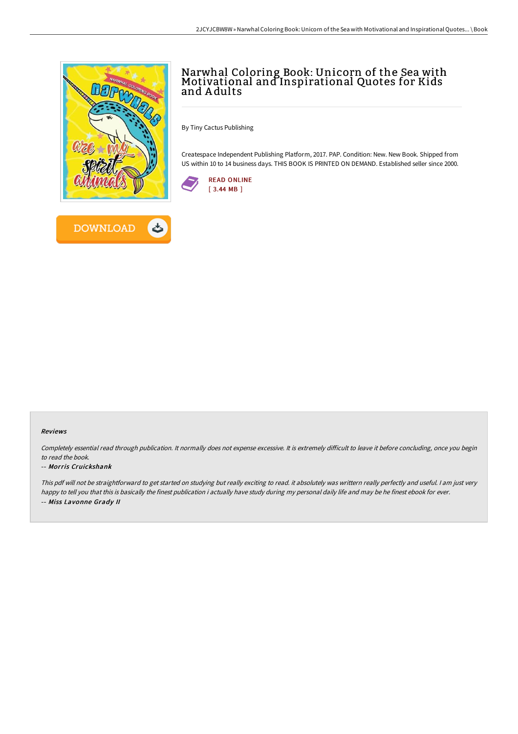# Narwhal Coloring Book: Unicorn of the Sea with Motivational and Inspirational Quotes for Kids and Adults

By Tiny Cactus Publishing

Createspace Independent Publishing Platform, 2017. PAP. Condition: New. New Book. Shipped from US within 10 to 14 business days. THIS BOOK IS PRINTED ON DEMAND. Established seller since 2000.

READ ONLINE
[ 3.44 MB ]

DOWNLOAD

### Reviews

*Completely essential read through publication. It normally does not expense excessive. It is extremely difficult to leave it before concluding, once you begin to read the book.*

*-- **Morris Cruickshank***

*This pdf will not be straightforward to get started on studying but really exciting to read. it absolutely was writtern really perfectly and useful. I am just very happy to tell you that this is basically the finest publication i actually have study during my personal daily life and may be he finest ebook for ever.*

*-- **Miss Lavonne Grady II***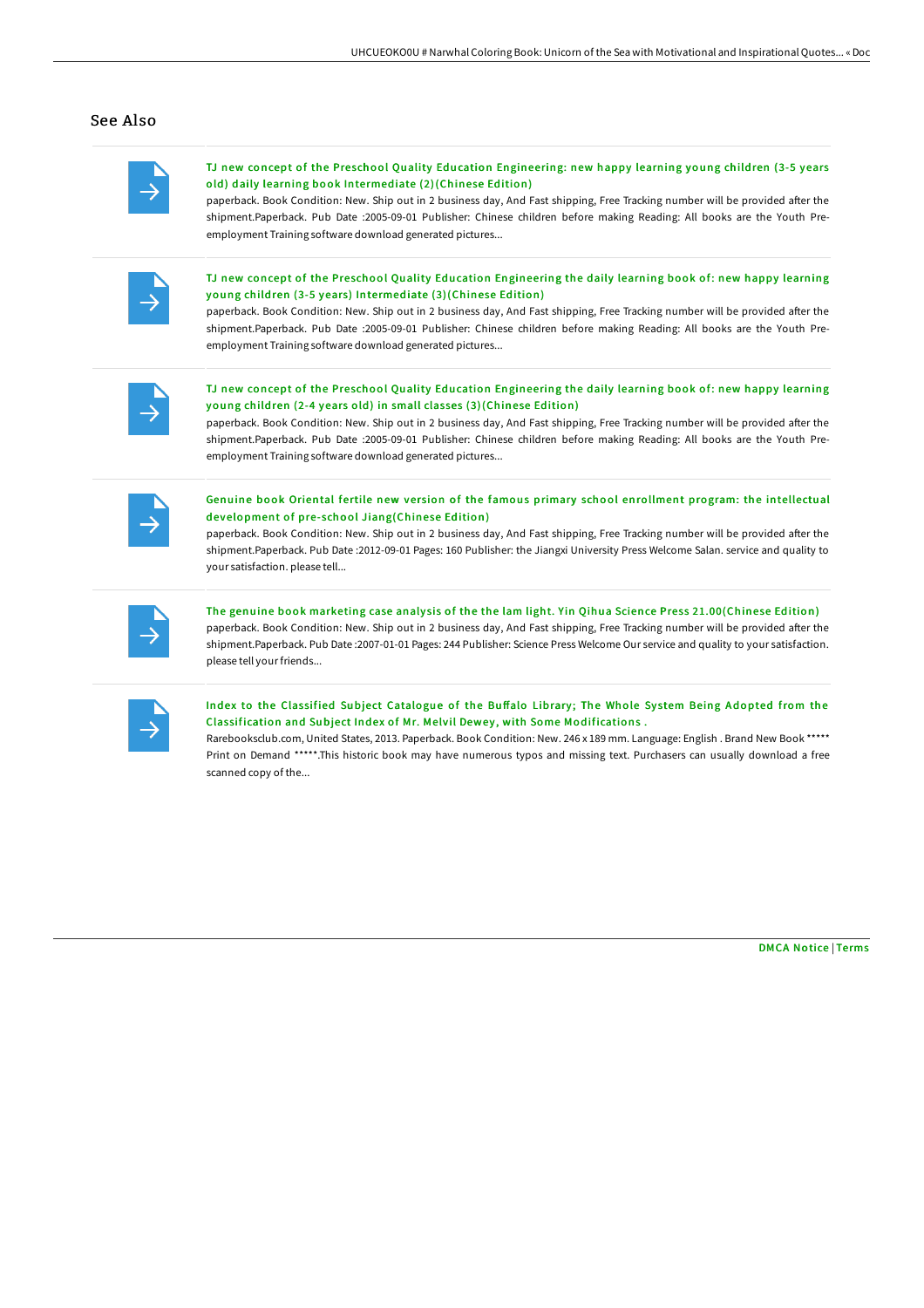## See Also

**TJ new concept of the Preschool Quality Education Engineering: new happy learning young children (3-5 years old) daily learning book Intermediate (2)(Chinese Edition)**

paperback. Book Condition: New. Ship out in 2 business day, And Fast shipping, Free Tracking number will be provided after the shipment.Paperback. Pub Date :2005-09-01 Publisher: Chinese children before making Reading: All books are the Youth Pre-employment Training software download generated pictures...

**TJ new concept of the Preschool Quality Education Engineering the daily learning book of: new happy learning young children (3-5 years) Intermediate (3)(Chinese Edition)**

paperback. Book Condition: New. Ship out in 2 business day, And Fast shipping, Free Tracking number will be provided after the shipment.Paperback. Pub Date :2005-09-01 Publisher: Chinese children before making Reading: All books are the Youth Pre-employment Training software download generated pictures...

**TJ new concept of the Preschool Quality Education Engineering the daily learning book of: new happy learning young children (2-4 years old) in small classes (3)(Chinese Edition)**

paperback. Book Condition: New. Ship out in 2 business day, And Fast shipping, Free Tracking number will be provided after the shipment.Paperback. Pub Date :2005-09-01 Publisher: Chinese children before making Reading: All books are the Youth Pre-employment Training software download generated pictures...

**Genuine book Oriental fertile new version of the famous primary school enrollment program: the intellectual development of pre-school Jiang(Chinese Edition)**

paperback. Book Condition: New. Ship out in 2 business day, And Fast shipping, Free Tracking number will be provided after the shipment.Paperback. Pub Date :2012-09-01 Pages: 160 Publisher: the Jiangxi University Press Welcome Salan. service and quality to your satisfaction. please tell...

**The genuine book marketing case analysis of the the lam light. Yin Qihua Science Press 21.00(Chinese Edition)**

paperback. Book Condition: New. Ship out in 2 business day, And Fast shipping, Free Tracking number will be provided after the shipment.Paperback. Pub Date :2007-01-01 Pages: 244 Publisher: Science Press Welcome Our service and quality to your satisfaction. please tell your friends...

**Index to the Classified Subject Catalogue of the Buffalo Library; The Whole System Being Adopted from the Classification and Subject Index of Mr. Melvil Dewey, with Some Modifications .**

Rarebooksclub.com, United States, 2013. Paperback. Book Condition: New. 246 x 189 mm. Language: English . Brand New Book ***** Print on Demand *****.This historic book may have numerous typos and missing text. Purchasers can usually download a free scanned copy of the...

DMCA Notice | Terms